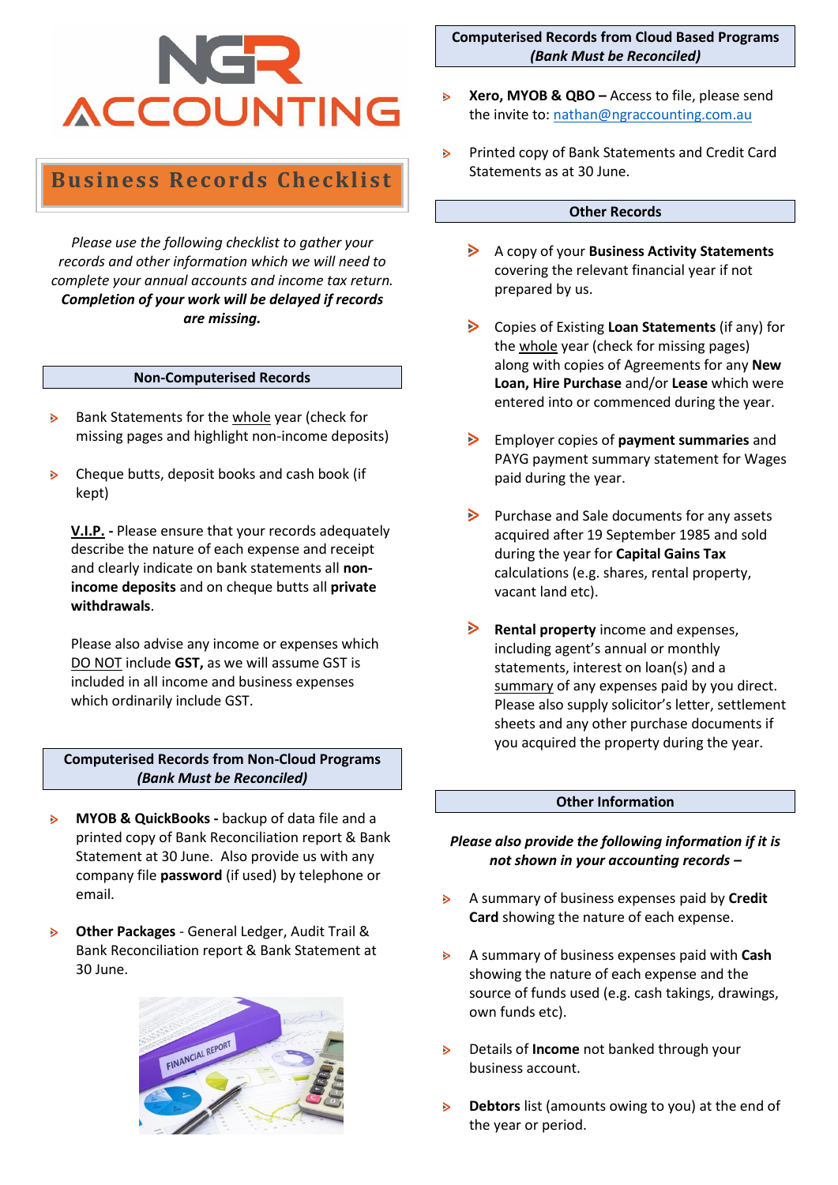# NGR ACCOUNTING

## Business Records Checklist

*Please use the following checklist to gather your records and other information which we will need to complete your annual accounts and income tax return.* ***Completion of your work will be delayed if records are missing.***

### Non-Computerised Records

- Bank Statements for the whole year (check for missing pages and highlight non-income deposits)
- Cheque butts, deposit books and cash book (if kept)

**V.I.P. -** Please ensure that your records adequately describe the nature of each expense and receipt and clearly indicate on bank statements all **non-income deposits** and on cheque butts all **private withdrawals**.

Please also advise any income or expenses which DO NOT include **GST,** as we will assume GST is included in all income and business expenses which ordinarily include GST.

### Computerised Records from Non-Cloud Programs *(Bank Must be Reconciled)*

- **MYOB & QuickBooks -** backup of data file and a printed copy of Bank Reconciliation report & Bank Statement at 30 June. Also provide us with any company file **password** (if used) by telephone or email.
- **Other Packages** - General Ledger, Audit Trail & Bank Reconciliation report & Bank Statement at 30 June.

### Computerised Records from Cloud Based Programs *(Bank Must be Reconciled)*

- **Xero, MYOB & QBO –** Access to file, please send the invite to: nathan@ngraccounting.com.au
- Printed copy of Bank Statements and Credit Card Statements as at 30 June.

### Other Records

- A copy of your **Business Activity Statements** covering the relevant financial year if not prepared by us.
- Copies of Existing **Loan Statements** (if any) for the whole year (check for missing pages) along with copies of Agreements for any **New Loan, Hire Purchase** and/or **Lease** which were entered into or commenced during the year.
- Employer copies of **payment summaries** and PAYG payment summary statement for Wages paid during the year.
- Purchase and Sale documents for any assets acquired after 19 September 1985 and sold during the year for **Capital Gains Tax** calculations (e.g. shares, rental property, vacant land etc).
- **Rental property** income and expenses, including agent's annual or monthly statements, interest on loan(s) and a summary of any expenses paid by you direct. Please also supply solicitor's letter, settlement sheets and any other purchase documents if you acquired the property during the year.

### Other Information

***Please also provide the following information if it is not shown in your accounting records –***

- A summary of business expenses paid by **Credit Card** showing the nature of each expense.
- A summary of business expenses paid with **Cash** showing the nature of each expense and the source of funds used (e.g. cash takings, drawings, own funds etc).
- Details of **Income** not banked through your business account.
- **Debtors** list (amounts owing to you) at the end of the year or period.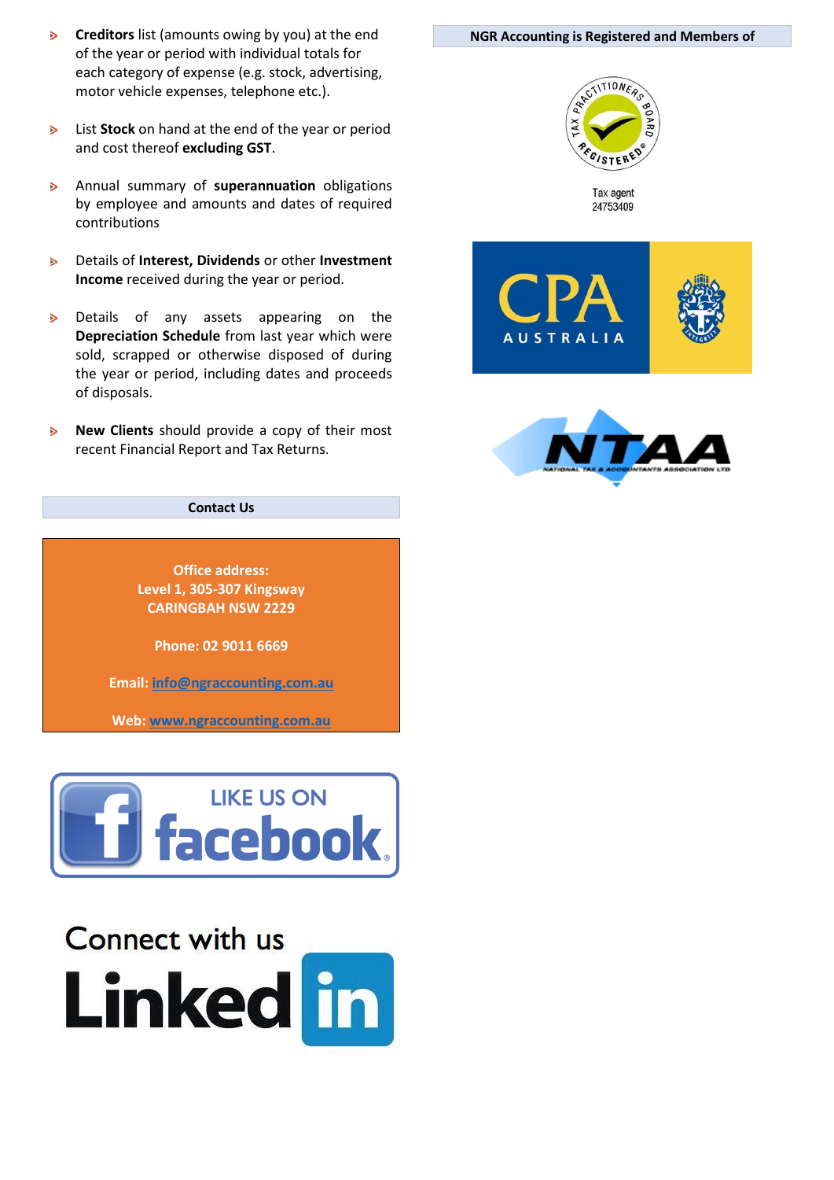- **Creditors** list (amounts owing by you) at the end of the year or period with individual totals for each category of expense (e.g. stock, advertising, motor vehicle expenses, telephone etc.).
- List **Stock** on hand at the end of the year or period and cost thereof **excluding GST**.
- Annual summary of **superannuation** obligations by employee and amounts and dates of required contributions
- Details of **Interest, Dividends** or other **Investment Income** received during the year or period.
- Details of any assets appearing on the **Depreciation Schedule** from last year which were sold, scrapped or otherwise disposed of during the year or period, including dates and proceeds of disposals.
- **New Clients** should provide a copy of their most recent Financial Report and Tax Returns.

**Contact Us**

**Office address:**
**Level 1, 305-307 Kingsway**
**CARINGBAH NSW 2229**

**Phone: 02 9011 6669**

**Email: info@ngraccounting.com.au**

**Web: www.ngraccounting.com.au**

LIKE US ON facebook

Connect with us
LinkedIn

**NGR Accounting is Registered and Members of**

TAX PRACTITIONERS BOARD REGISTERED

Tax agent
24753409

CPA AUSTRALIA

NTAA
NATIONAL TAX & ACCOUNTANTS ASSOCIATION LTD